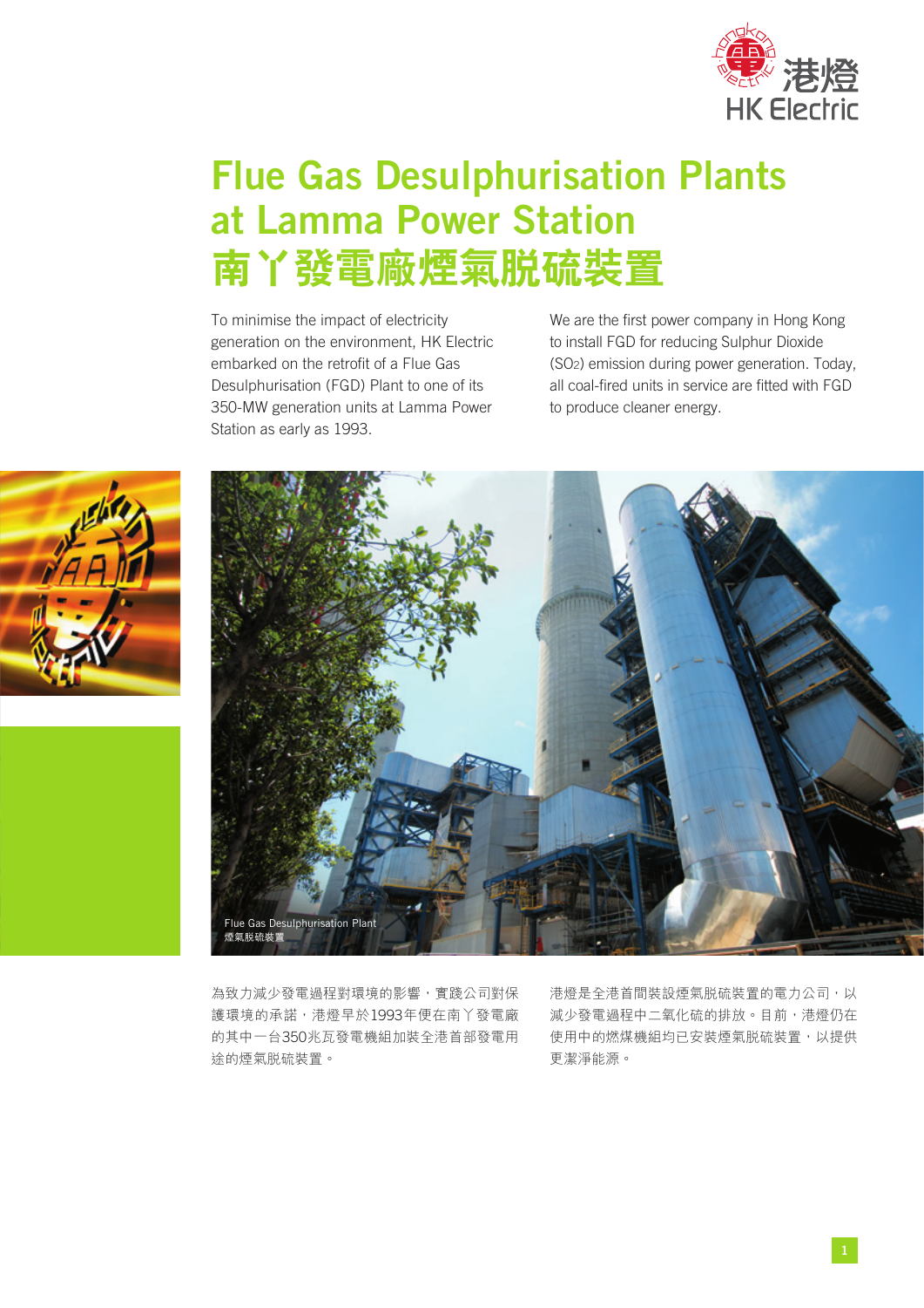# Flue Gas Desulphurisation Plants at Lamma Power Station
# 南丫發電廠煙氣脫硫裝置

To minimise the impact of electricity generation on the environment, HK Electric embarked on the retrofit of a Flue Gas Desulphurisation (FGD) Plant to one of its 350-MW generation units at Lamma Power Station as early as 1993.

We are the first power company in Hong Kong to install FGD for reducing Sulphur Dioxide ($SO_2$) emission during power generation. Today, all coal-fired units in service are fitted with FGD to produce cleaner energy.

Flue Gas Desulphurisation Plant
煙氣脫硫裝置

為致力減少發電過程對環境的影響，實踐公司對保護環境的承諾，港燈早於1993年便在南丫發電廠的其中一台350兆瓦發電機組加裝全港首部發電用途的煙氣脫硫裝置。

港燈是全港首間裝設煙氣脫硫裝置的電力公司，以減少發電過程中二氧化硫的排放。目前，港燈仍在使用中的燃煤機組均已安裝煙氣脫硫裝置，以提供更潔淨能源。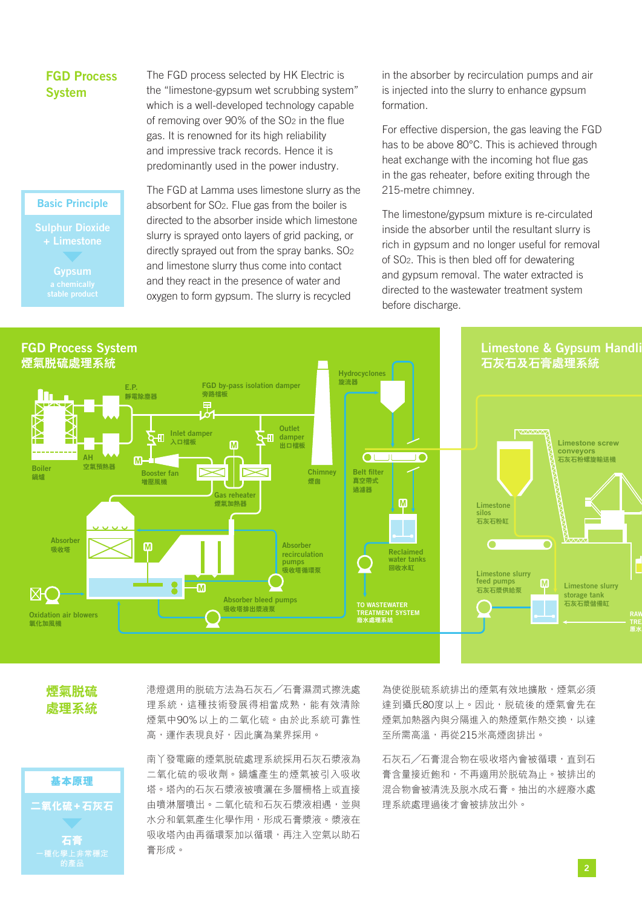## FGD Process System

The FGD process selected by HK Electric is the "limestone-gypsum wet scrubbing system" which is a well-developed technology capable of removing over 90% of the $SO_2$ in the flue gas. It is renowned for its high reliability and impressive track records. Hence it is predominantly used in the power industry.

The FGD at Lamma uses limestone slurry as the absorbent for $SO_2$. Flue gas from the boiler is directed to the absorber inside which limestone slurry is sprayed onto layers of grid packing, or directly sprayed out from the spray banks. $SO_2$ and limestone slurry thus come into contact and they react in the presence of water and oxygen to form gypsum. The slurry is recycled in the absorber by recirculation pumps and air is injected into the slurry to enhance gypsum formation.

For effective dispersion, the gas leaving the FGD has to be above 80°C. This is achieved through heat exchange with the incoming hot flue gas in the gas reheater, before exiting through the 215-metre chimney.

The limestone/gypsum mixture is re-circulated inside the absorber until the resultant slurry is rich in gypsum and no longer useful for removal of $SO_2$. This is then bled off for dewatering and gypsum removal. The water extracted is directed to the wastewater treatment system before discharge.

### Basic Principle

Sulphur Dioxide + Limestone

▼

Gypsum

a chemically stable product

## FGD Process System 煙氣脫硫處理系統

E.P. 靜電除塵器 · FGD by-pass isolation damper 旁路檔板 · Hydrocyclones 旋流器 · Inlet damper 入口檔板 · Outlet damper 出口檔板 · Boiler 鍋爐 · AH 空氣預熱器 · Booster fan 增壓風機 · Gas reheater 煙氣加熱器 · Chimney 煙囱 · Belt filter 真空帶式過濾器 · Reclaimed water tanks 回收水缸 · Absorber 吸收塔 · Absorber recirculation pumps 吸收塔循環泵 · Absorber bleed pumps 吸收塔排出漿液泵 · Oxidation air blowers 氧化加風機 · TO WASTEWATER TREATMENT SYSTEM 廢水處理系統

## Limestone & Gypsum Handli[ng] 石灰石及石膏處理系統

Limestone screw conveyors 石灰石粉螺旋輸送機 · Limestone silos 石灰石粉缸 · Limestone slurry feed pumps 石灰石漿供給泵 · Limestone slurry storage tank 石灰石漿儲備缸 · RAW TRE[ATED WATER] 原水

## 煙氣脫硫處理系統

港燈選用的脫硫方法為石灰石／石膏濕潤式擦洗處理系統，這種技術發展得相當成熟，能有效清除煙氣中90%以上的二氧化硫。由於此系統可靠性高，運作表現良好，因此廣為業界採用。

南丫發電廠的煙氣脫硫處理系統採用石灰石漿液為二氧化硫的吸收劑。鍋爐產生的煙氣被引入吸收塔。塔內的石灰石漿液被噴灑在多層柵格上或直接由噴淋層噴出。二氧化硫和石灰石漿液相遇，並與水分和氧氣產生化學作用，形成石膏漿液。漿液在吸收塔內由再循環泵加以循環，再注入空氣以助石膏形成。

為使從脫硫系統排出的煙氣有效地擴散，煙氣必須達到攝氏80度以上。因此，脫硫後的煙氣會先在煙氣加熱器內與分隔進入的熱煙氣作熱交換，以達至所需高溫，再從215米高煙囱排出。

石灰石／石膏混合物在吸收塔內會被循環，直到石膏含量接近飽和，不再適用於脫硫為止。被排出的混合物會被清洗及脫水成石膏。抽出的水經廢水處理系統處理過後才會被排放出外。

### 基本原理

二氧化硫＋石灰石

▼

石膏

一種化學上非常穩定的產品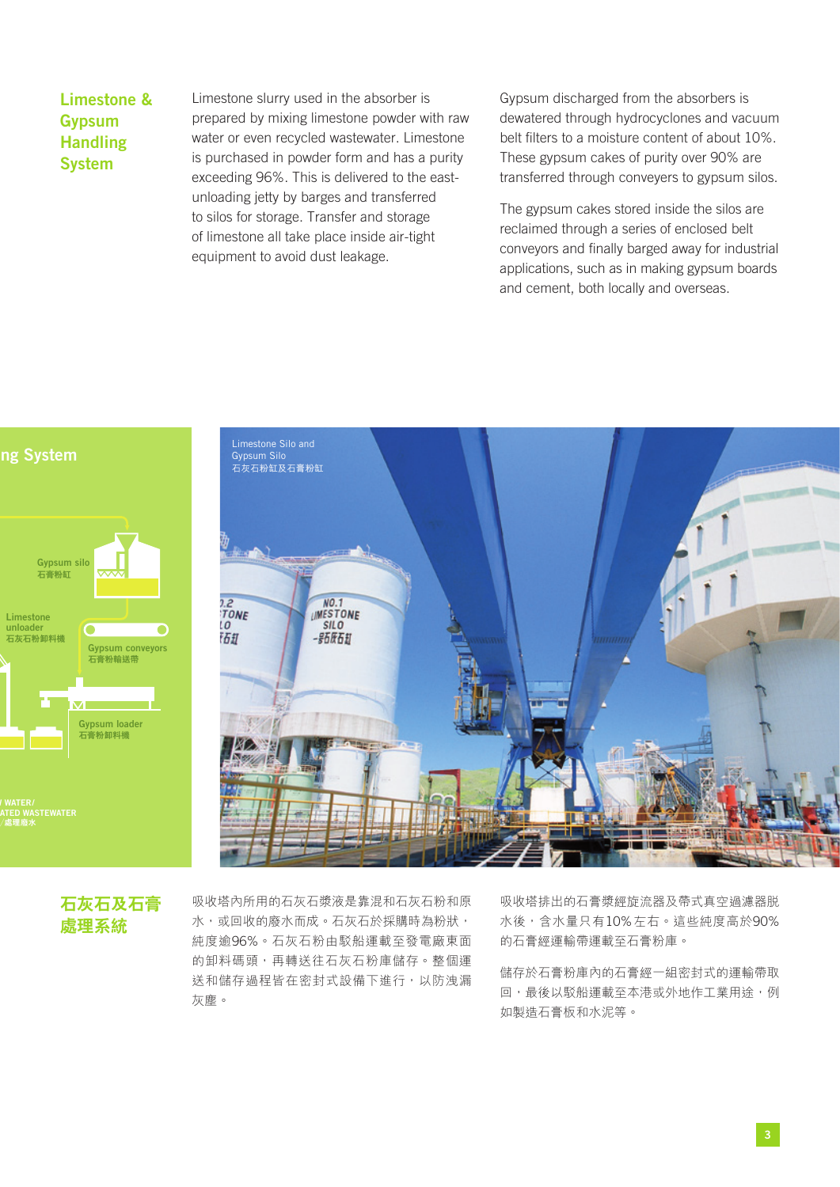## Limestone & Gypsum Handling System

Limestone slurry used in the absorber is prepared by mixing limestone powder with raw water or even recycled wastewater. Limestone is purchased in powder form and has a purity exceeding 96%. This is delivered to the east-unloading jetty by barges and transferred to silos for storage. Transfer and storage of limestone all take place inside air-tight equipment to avoid dust leakage.

Gypsum discharged from the absorbers is dewatered through hydrocyclones and vacuum belt filters to a moisture content of about 10%. These gypsum cakes of purity over 90% are transferred through conveyers to gypsum silos.

The gypsum cakes stored inside the silos are reclaimed through a series of enclosed belt conveyors and finally barged away for industrial applications, such as in making gypsum boards and cement, both locally and overseas.

ng System

Gypsum silo
石膏粉缸

Limestone unloader
石灰石粉卸料機

Gypsum conveyors
石膏粉輸送帶

Gypsum loader
石膏粉卸料機

WATER/
ATED WASTEWATER
處理廢水

Limestone Silo and Gypsum Silo
石灰石粉缸及石膏粉缸

## 石灰石及石膏處理系統

吸收塔內所用的石灰石漿液是靠混和石灰石粉和原水，或回收的廢水而成。石灰石於採購時為粉狀，純度逾96%。石灰石粉由駁船運載至發電廠東面的卸料碼頭，再轉送往石灰石粉庫儲存。整個運送和儲存過程皆在密封式設備下進行，以防洩漏灰塵。

吸收塔排出的石膏漿經旋流器及帶式真空過濾器脫水後，含水量只有10%左右。這些純度高於90%的石膏經運輸帶運載至石膏粉庫。

儲存於石膏粉庫內的石膏經一組密封式的運輸帶取回，最後以駁船運載至本港或外地作工業用途，例如製造石膏板和水泥等。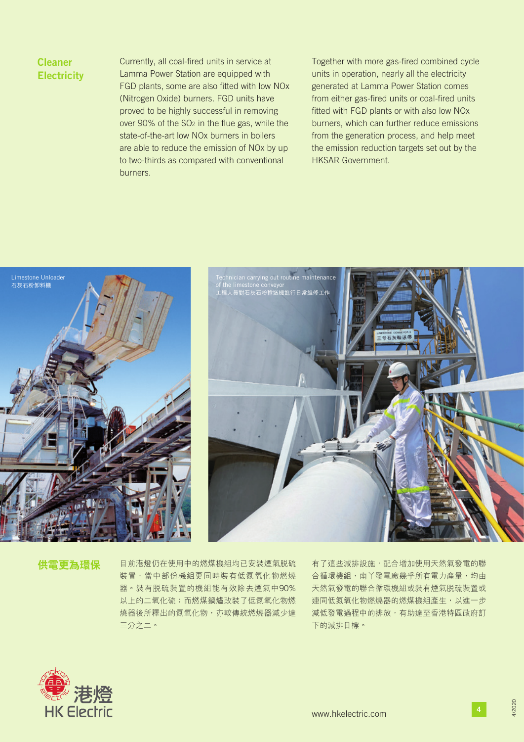## Cleaner Electricity

Currently, all coal-fired units in service at Lamma Power Station are equipped with FGD plants, some are also fitted with low NOx (Nitrogen Oxide) burners. FGD units have proved to be highly successful in removing over 90% of the $SO_2$ in the flue gas, while the state-of-the-art low NOx burners in boilers are able to reduce the emission of NOx by up to two-thirds as compared with conventional burners.

Together with more gas-fired combined cycle units in operation, nearly all the electricity generated at Lamma Power Station comes from either gas-fired units or coal-fired units fitted with FGD plants or with also low NOx burners, which can further reduce emissions from the generation process, and help meet the emission reduction targets set out by the HKSAR Government.

Limestone Unloader
石灰石粉卸料機

Technician carrying out routine maintenance of the limestone conveyor
工程人員對石灰石粉輸送機進行日常維修工作

## 供電更為環保

目前港燈仍在使用中的燃煤機組均已安裝煙氣脫硫裝置，當中部份機組更同時裝有低氮氧化物燃燒器。裝有脫硫裝置的機組能有效除去煙氣中90%以上的二氧化硫；而燃煤鍋爐改裝了低氮氧化物燃燒器後所釋出的氮氧化物，亦較傳統燃燒器減少達三分之二。

有了這些減排設施，配合增加使用天然氣發電的聯合循環機組，南丫發電廠幾乎所有電力產量，均由天然氣發電的聯合循環機組或裝有煙氣脫硫裝置或連同低氮氧化物燃燒器的燃煤機組產生，以進一步減低發電過程中的排放，有助達至香港特區政府訂下的減排目標。

港燈 HK Electric

www.hkelectric.com

4/2020